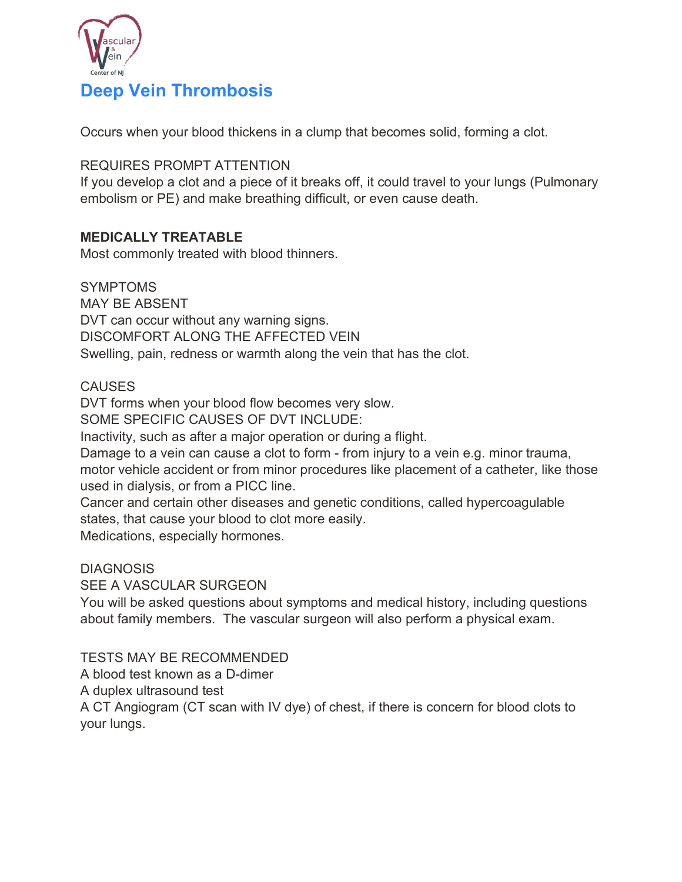# Deep Vein Thrombosis

Occurs when your blood thickens in a clump that becomes solid, forming a clot.

REQUIRES PROMPT ATTENTION
If you develop a clot and a piece of it breaks off, it could travel to your lungs (Pulmonary embolism or PE) and make breathing difficult, or even cause death.

**MEDICALLY TREATABLE**
Most commonly treated with blood thinners.

SYMPTOMS
MAY BE ABSENT
DVT can occur without any warning signs.
DISCOMFORT ALONG THE AFFECTED VEIN
Swelling, pain, redness or warmth along the vein that has the clot.

CAUSES
DVT forms when your blood flow becomes very slow.
SOME SPECIFIC CAUSES OF DVT INCLUDE:
Inactivity, such as after a major operation or during a flight.
Damage to a vein can cause a clot to form - from injury to a vein e.g. minor trauma, motor vehicle accident or from minor procedures like placement of a catheter, like those used in dialysis, or from a PICC line.
Cancer and certain other diseases and genetic conditions, called hypercoagulable states, that cause your blood to clot more easily.
Medications, especially hormones.

DIAGNOSIS
SEE A VASCULAR SURGEON
You will be asked questions about symptoms and medical history, including questions about family members. The vascular surgeon will also perform a physical exam.

TESTS MAY BE RECOMMENDED
A blood test known as a D-dimer
A duplex ultrasound test
A CT Angiogram (CT scan with IV dye) of chest, if there is concern for blood clots to your lungs.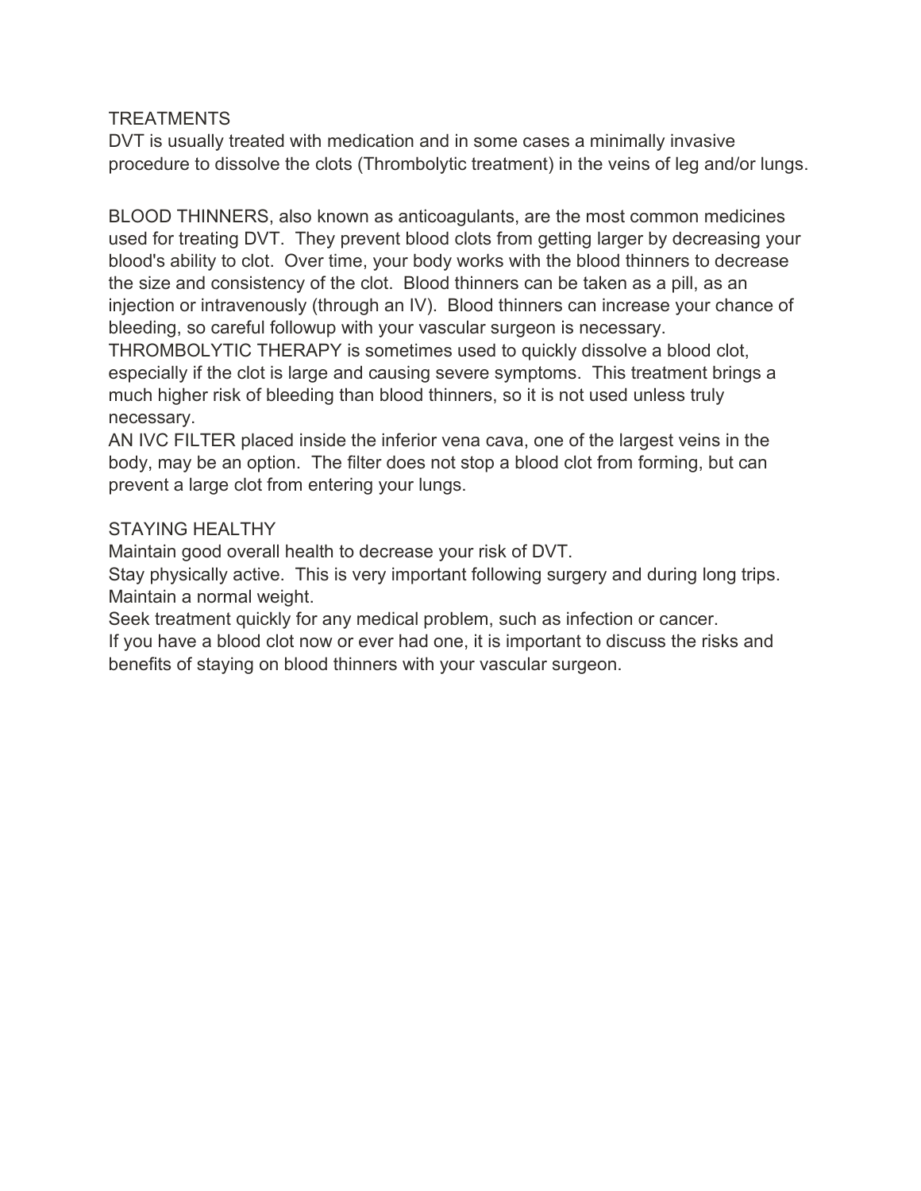## TREATMENTS

DVT is usually treated with medication and in some cases a minimally invasive procedure to dissolve the clots (Thrombolytic treatment) in the veins of leg and/or lungs.

BLOOD THINNERS, also known as anticoagulants, are the most common medicines used for treating DVT. They prevent blood clots from getting larger by decreasing your blood's ability to clot. Over time, your body works with the blood thinners to decrease the size and consistency of the clot. Blood thinners can be taken as a pill, as an injection or intravenously (through an IV). Blood thinners can increase your chance of bleeding, so careful followup with your vascular surgeon is necessary.

THROMBOLYTIC THERAPY is sometimes used to quickly dissolve a blood clot, especially if the clot is large and causing severe symptoms. This treatment brings a much higher risk of bleeding than blood thinners, so it is not used unless truly necessary.

AN IVC FILTER placed inside the inferior vena cava, one of the largest veins in the body, may be an option. The filter does not stop a blood clot from forming, but can prevent a large clot from entering your lungs.

## STAYING HEALTHY

Maintain good overall health to decrease your risk of DVT.

Stay physically active. This is very important following surgery and during long trips.

Maintain a normal weight.

Seek treatment quickly for any medical problem, such as infection or cancer.

If you have a blood clot now or ever had one, it is important to discuss the risks and benefits of staying on blood thinners with your vascular surgeon.